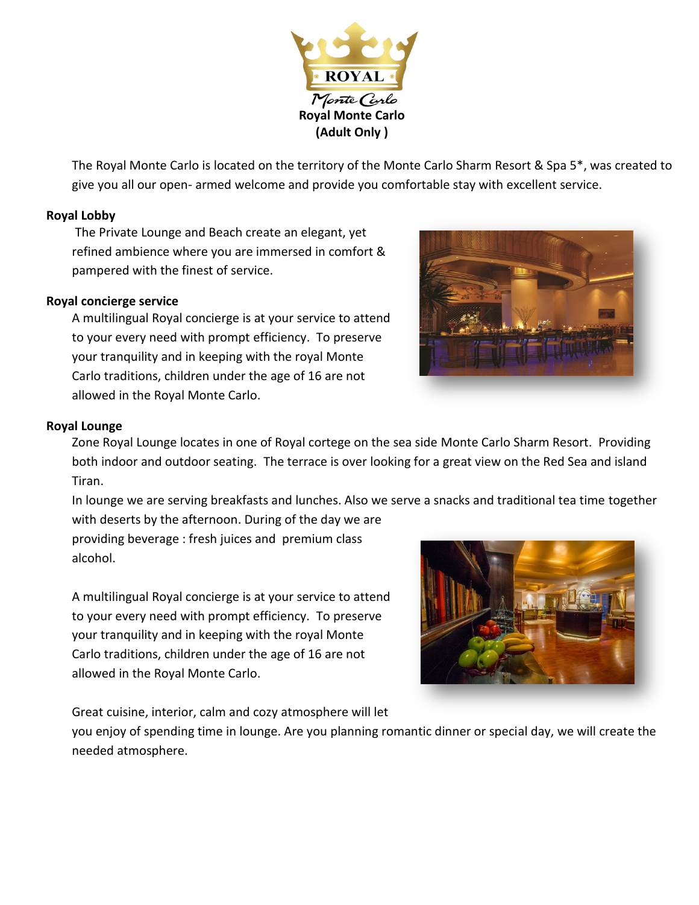# Royal Monte Carlo
**(Adult Only )**

The Royal Monte Carlo is located on the territory of the Monte Carlo Sharm Resort & Spa 5*, was created to give you all our open- armed welcome and provide you comfortable stay with excellent service.

**Royal Lobby**

The Private Lounge and Beach create an elegant, yet refined ambience where you are immersed in comfort & pampered with the finest of service.

**Royal concierge service**

A multilingual Royal concierge is at your service to attend to your every need with prompt efficiency. To preserve your tranquility and in keeping with the royal Monte Carlo traditions, children under the age of 16 are not allowed in the Royal Monte Carlo.

**Royal Lounge**

Zone Royal Lounge locates in one of Royal cortege on the sea side Monte Carlo Sharm Resort. Providing both indoor and outdoor seating. The terrace is over looking for a great view on the Red Sea and island Tiran.

In lounge we are serving breakfasts and lunches. Also we serve a snacks and traditional tea time together with deserts by the afternoon. During of the day we are providing beverage : fresh juices and premium class alcohol.

A multilingual Royal concierge is at your service to attend to your every need with prompt efficiency. To preserve your tranquility and in keeping with the royal Monte Carlo traditions, children under the age of 16 are not allowed in the Royal Monte Carlo.

Great cuisine, interior, calm and cozy atmosphere will let you enjoy of spending time in lounge. Are you planning romantic dinner or special day, we will create the needed atmosphere.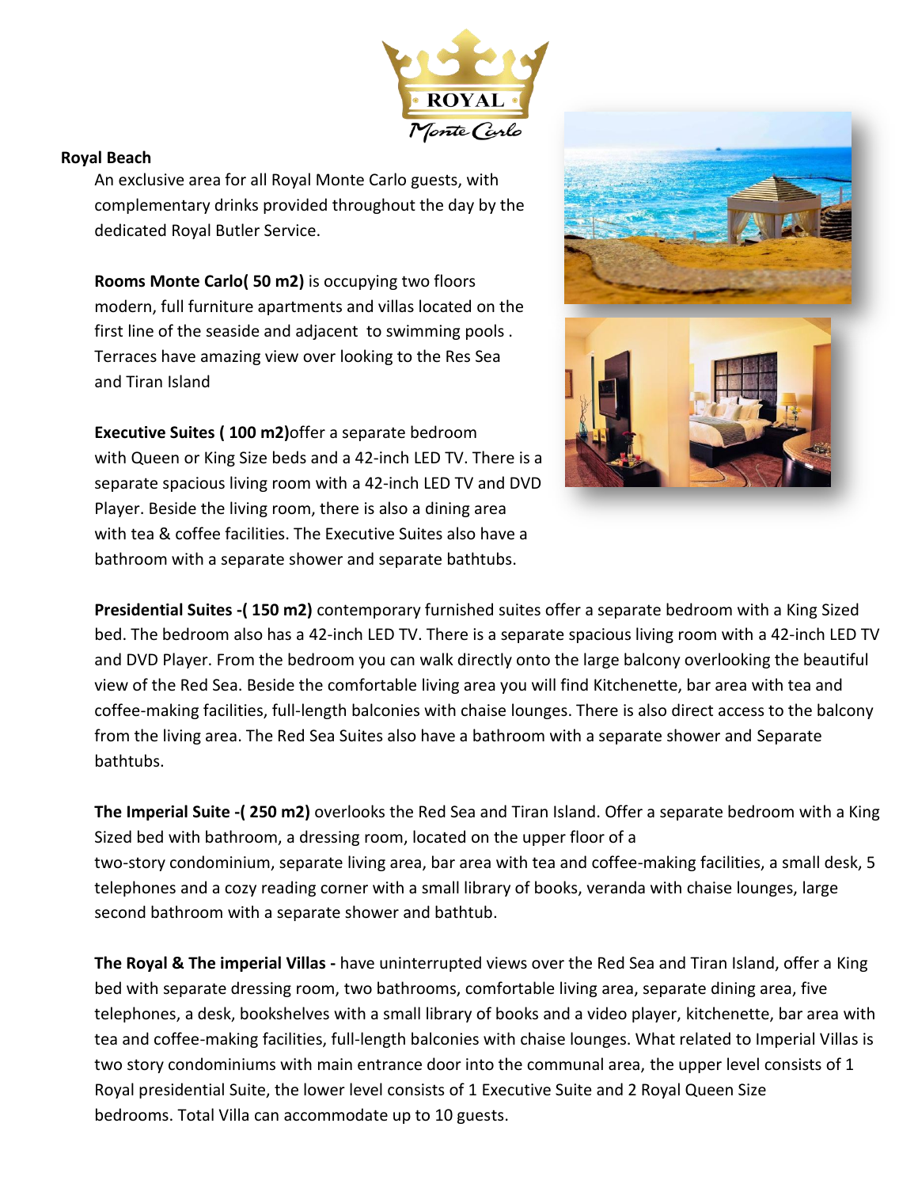**Royal Beach**

An exclusive area for all Royal Monte Carlo guests, with complementary drinks provided throughout the day by the dedicated Royal Butler Service.

**Rooms Monte Carlo( 50 m2)** is occupying two floors modern, full furniture apartments and villas located on the first line of the seaside and adjacent to swimming pools . Terraces have amazing view over looking to the Res Sea and Tiran Island

**Executive Suites ( 100 m2)**offer a separate bedroom with Queen or King Size beds and a 42-inch LED TV. There is a separate spacious living room with a 42-inch LED TV and DVD Player. Beside the living room, there is also a dining area with tea & coffee facilities. The Executive Suites also have a bathroom with a separate shower and separate bathtubs.

**Presidential Suites -( 150 m2)** contemporary furnished suites offer a separate bedroom with a King Sized bed. The bedroom also has a 42-inch LED TV. There is a separate spacious living room with a 42-inch LED TV and DVD Player. From the bedroom you can walk directly onto the large balcony overlooking the beautiful view of the Red Sea. Beside the comfortable living area you will find Kitchenette, bar area with tea and coffee-making facilities, full-length balconies with chaise lounges. There is also direct access to the balcony from the living area. The Red Sea Suites also have a bathroom with a separate shower and Separate bathtubs.

**The Imperial Suite -( 250 m2)** overlooks the Red Sea and Tiran Island. Offer a separate bedroom with a King Sized bed with bathroom, a dressing room, located on the upper floor of a two-story condominium, separate living area, bar area with tea and coffee-making facilities, a small desk, 5 telephones and a cozy reading corner with a small library of books, veranda with chaise lounges, large second bathroom with a separate shower and bathtub.

**The Royal & The imperial Villas -** have uninterrupted views over the Red Sea and Tiran Island, offer a King bed with separate dressing room, two bathrooms, comfortable living area, separate dining area, five telephones, a desk, bookshelves with a small library of books and a video player, kitchenette, bar area with tea and coffee-making facilities, full-length balconies with chaise lounges. What related to Imperial Villas is two story condominiums with main entrance door into the communal area, the upper level consists of 1 Royal presidential Suite, the lower level consists of 1 Executive Suite and 2 Royal Queen Size bedrooms. Total Villa can accommodate up to 10 guests.